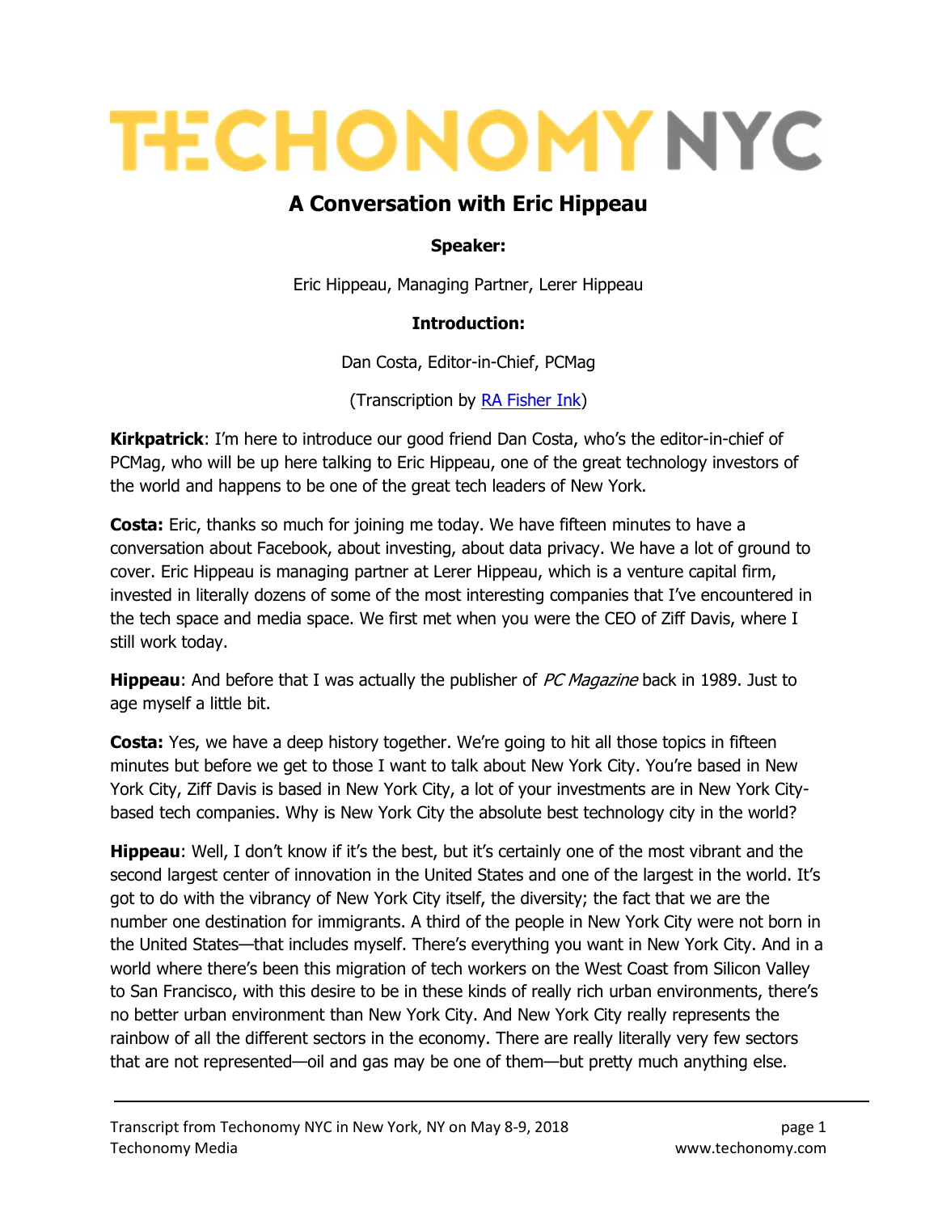# TECHONOMY NYC

## A Conversation with Eric Hippeau

**Speaker:**

Eric Hippeau, Managing Partner, Lerer Hippeau

**Introduction:**

Dan Costa, Editor-in-Chief, PCMag

(Transcription by [RA Fisher Ink](RA Fisher Ink))

**Kirkpatrick**: I'm here to introduce our good friend Dan Costa, who's the editor-in-chief of PCMag, who will be up here talking to Eric Hippeau, one of the great technology investors of the world and happens to be one of the great tech leaders of New York.

**Costa:** Eric, thanks so much for joining me today. We have fifteen minutes to have a conversation about Facebook, about investing, about data privacy. We have a lot of ground to cover. Eric Hippeau is managing partner at Lerer Hippeau, which is a venture capital firm, invested in literally dozens of some of the most interesting companies that I've encountered in the tech space and media space. We first met when you were the CEO of Ziff Davis, where I still work today.

**Hippeau**: And before that I was actually the publisher of *PC Magazine* back in 1989. Just to age myself a little bit.

**Costa:** Yes, we have a deep history together. We're going to hit all those topics in fifteen minutes but before we get to those I want to talk about New York City. You're based in New York City, Ziff Davis is based in New York City, a lot of your investments are in New York City-based tech companies. Why is New York City the absolute best technology city in the world?

**Hippeau**: Well, I don't know if it's the best, but it's certainly one of the most vibrant and the second largest center of innovation in the United States and one of the largest in the world. It's got to do with the vibrancy of New York City itself, the diversity; the fact that we are the number one destination for immigrants. A third of the people in New York City were not born in the United States—that includes myself. There's everything you want in New York City. And in a world where there's been this migration of tech workers on the West Coast from Silicon Valley to San Francisco, with this desire to be in these kinds of really rich urban environments, there's no better urban environment than New York City. And New York City really represents the rainbow of all the different sectors in the economy. There are really literally very few sectors that are not represented—oil and gas may be one of them—but pretty much anything else.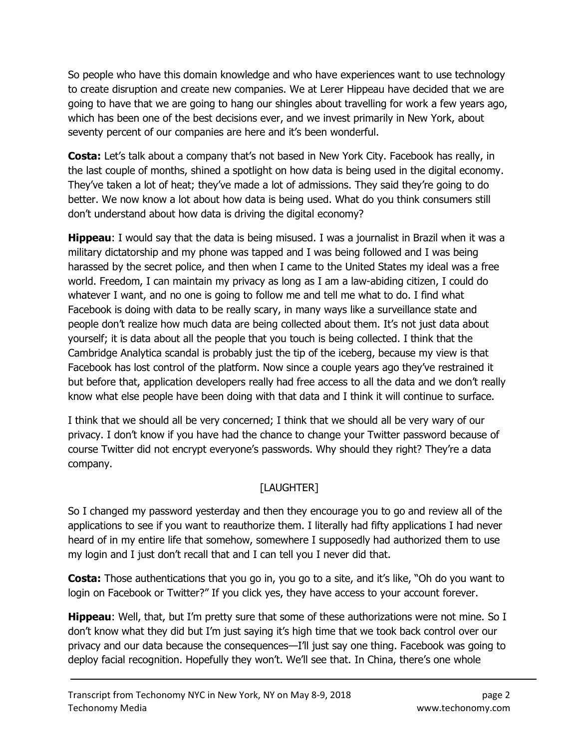So people who have this domain knowledge and who have experiences want to use technology to create disruption and create new companies. We at Lerer Hippeau have decided that we are going to have that we are going to hang our shingles about travelling for work a few years ago, which has been one of the best decisions ever, and we invest primarily in New York, about seventy percent of our companies are here and it's been wonderful.

**Costa:** Let's talk about a company that's not based in New York City. Facebook has really, in the last couple of months, shined a spotlight on how data is being used in the digital economy. They've taken a lot of heat; they've made a lot of admissions. They said they're going to do better. We now know a lot about how data is being used. What do you think consumers still don't understand about how data is driving the digital economy?

**Hippeau**: I would say that the data is being misused. I was a journalist in Brazil when it was a military dictatorship and my phone was tapped and I was being followed and I was being harassed by the secret police, and then when I came to the United States my ideal was a free world. Freedom, I can maintain my privacy as long as I am a law-abiding citizen, I could do whatever I want, and no one is going to follow me and tell me what to do. I find what Facebook is doing with data to be really scary, in many ways like a surveillance state and people don't realize how much data are being collected about them. It's not just data about yourself; it is data about all the people that you touch is being collected. I think that the Cambridge Analytica scandal is probably just the tip of the iceberg, because my view is that Facebook has lost control of the platform. Now since a couple years ago they've restrained it but before that, application developers really had free access to all the data and we don't really know what else people have been doing with that data and I think it will continue to surface.

I think that we should all be very concerned; I think that we should all be very wary of our privacy. I don't know if you have had the chance to change your Twitter password because of course Twitter did not encrypt everyone's passwords. Why should they right? They're a data company.

[LAUGHTER]

So I changed my password yesterday and then they encourage you to go and review all of the applications to see if you want to reauthorize them. I literally had fifty applications I had never heard of in my entire life that somehow, somewhere I supposedly had authorized them to use my login and I just don't recall that and I can tell you I never did that.

**Costa:** Those authentications that you go in, you go to a site, and it's like, "Oh do you want to login on Facebook or Twitter?" If you click yes, they have access to your account forever.

**Hippeau**: Well, that, but I'm pretty sure that some of these authorizations were not mine. So I don't know what they did but I'm just saying it's high time that we took back control over our privacy and our data because the consequences—I'll just say one thing. Facebook was going to deploy facial recognition. Hopefully they won't. We'll see that. In China, there's one whole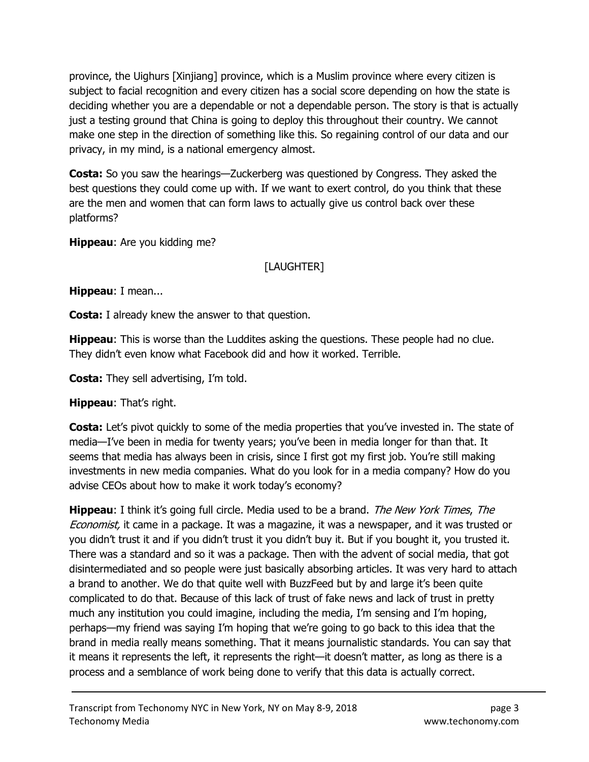province, the Uighurs [Xinjiang] province, which is a Muslim province where every citizen is subject to facial recognition and every citizen has a social score depending on how the state is deciding whether you are a dependable or not a dependable person. The story is that is actually just a testing ground that China is going to deploy this throughout their country. We cannot make one step in the direction of something like this. So regaining control of our data and our privacy, in my mind, is a national emergency almost.

**Costa:** So you saw the hearings—Zuckerberg was questioned by Congress. They asked the best questions they could come up with. If we want to exert control, do you think that these are the men and women that can form laws to actually give us control back over these platforms?

**Hippeau**: Are you kidding me?

[LAUGHTER]

**Hippeau**: I mean...

**Costa:** I already knew the answer to that question.

**Hippeau**: This is worse than the Luddites asking the questions. These people had no clue. They didn't even know what Facebook did and how it worked. Terrible.

**Costa:** They sell advertising, I'm told.

**Hippeau**: That's right.

**Costa:** Let's pivot quickly to some of the media properties that you've invested in. The state of media—I've been in media for twenty years; you've been in media longer for than that. It seems that media has always been in crisis, since I first got my first job. You're still making investments in new media companies. What do you look for in a media company? How do you advise CEOs about how to make it work today's economy?

**Hippeau**: I think it's going full circle. Media used to be a brand. *The New York Times*, *The Economist,* it came in a package. It was a magazine, it was a newspaper, and it was trusted or you didn't trust it and if you didn't trust it you didn't buy it. But if you bought it, you trusted it. There was a standard and so it was a package. Then with the advent of social media, that got disintermediated and so people were just basically absorbing articles. It was very hard to attach a brand to another. We do that quite well with BuzzFeed but by and large it's been quite complicated to do that. Because of this lack of trust of fake news and lack of trust in pretty much any institution you could imagine, including the media, I'm sensing and I'm hoping, perhaps—my friend was saying I'm hoping that we're going to go back to this idea that the brand in media really means something. That it means journalistic standards. You can say that it means it represents the left, it represents the right—it doesn't matter, as long as there is a process and a semblance of work being done to verify that this data is actually correct.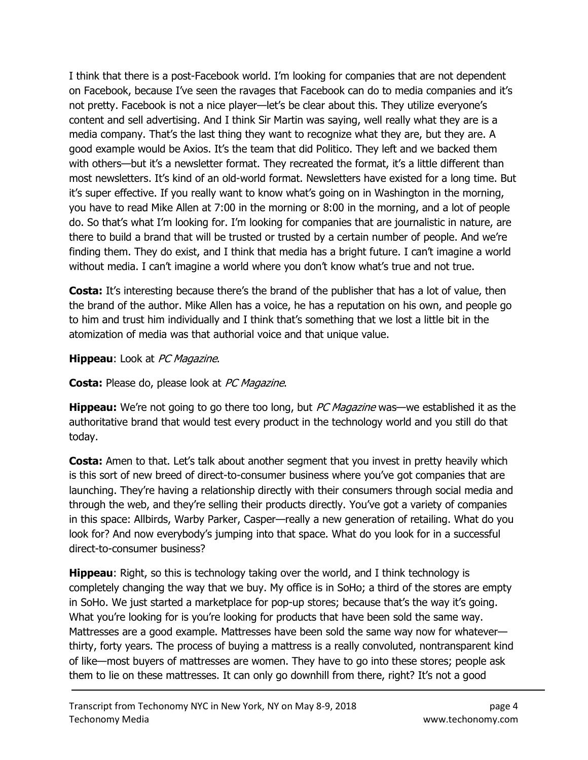I think that there is a post-Facebook world. I'm looking for companies that are not dependent on Facebook, because I've seen the ravages that Facebook can do to media companies and it's not pretty. Facebook is not a nice player—let's be clear about this. They utilize everyone's content and sell advertising. And I think Sir Martin was saying, well really what they are is a media company. That's the last thing they want to recognize what they are, but they are. A good example would be Axios. It's the team that did Politico. They left and we backed them with others—but it's a newsletter format. They recreated the format, it's a little different than most newsletters. It's kind of an old-world format. Newsletters have existed for a long time. But it's super effective. If you really want to know what's going on in Washington in the morning, you have to read Mike Allen at 7:00 in the morning or 8:00 in the morning, and a lot of people do. So that's what I'm looking for. I'm looking for companies that are journalistic in nature, are there to build a brand that will be trusted or trusted by a certain number of people. And we're finding them. They do exist, and I think that media has a bright future. I can't imagine a world without media. I can't imagine a world where you don't know what's true and not true.

**Costa:** It's interesting because there's the brand of the publisher that has a lot of value, then the brand of the author. Mike Allen has a voice, he has a reputation on his own, and people go to him and trust him individually and I think that's something that we lost a little bit in the atomization of media was that authorial voice and that unique value.

**Hippeau**: Look at *PC Magazine*.

**Costa:** Please do, please look at *PC Magazine*.

**Hippeau:** We're not going to go there too long, but *PC Magazine* was—we established it as the authoritative brand that would test every product in the technology world and you still do that today.

**Costa:** Amen to that. Let's talk about another segment that you invest in pretty heavily which is this sort of new breed of direct-to-consumer business where you've got companies that are launching. They're having a relationship directly with their consumers through social media and through the web, and they're selling their products directly. You've got a variety of companies in this space: Allbirds, Warby Parker, Casper—really a new generation of retailing. What do you look for? And now everybody's jumping into that space. What do you look for in a successful direct-to-consumer business?

**Hippeau**: Right, so this is technology taking over the world, and I think technology is completely changing the way that we buy. My office is in SoHo; a third of the stores are empty in SoHo. We just started a marketplace for pop-up stores; because that's the way it's going. What you're looking for is you're looking for products that have been sold the same way. Mattresses are a good example. Mattresses have been sold the same way now for whatever—thirty, forty years. The process of buying a mattress is a really convoluted, nontransparent kind of like—most buyers of mattresses are women. They have to go into these stores; people ask them to lie on these mattresses. It can only go downhill from there, right? It's not a good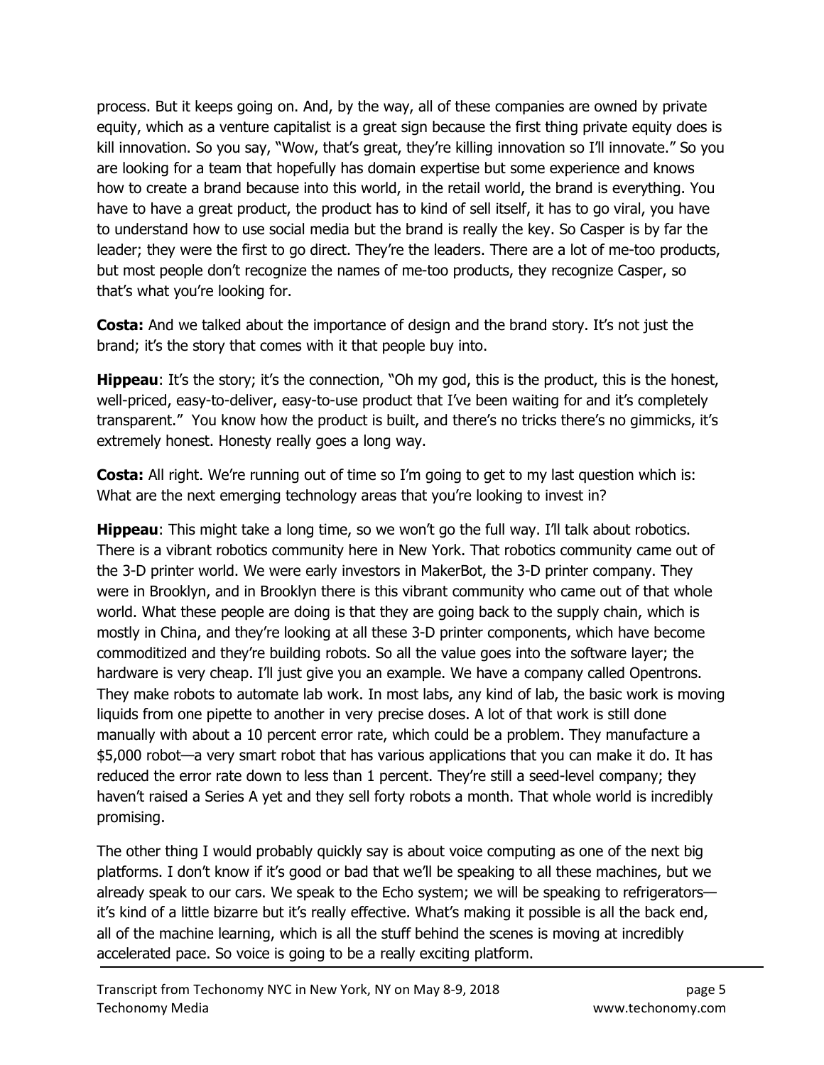process. But it keeps going on. And, by the way, all of these companies are owned by private equity, which as a venture capitalist is a great sign because the first thing private equity does is kill innovation. So you say, "Wow, that's great, they're killing innovation so I'll innovate." So you are looking for a team that hopefully has domain expertise but some experience and knows how to create a brand because into this world, in the retail world, the brand is everything. You have to have a great product, the product has to kind of sell itself, it has to go viral, you have to understand how to use social media but the brand is really the key. So Casper is by far the leader; they were the first to go direct. They're the leaders. There are a lot of me-too products, but most people don't recognize the names of me-too products, they recognize Casper, so that's what you're looking for.

**Costa:** And we talked about the importance of design and the brand story. It's not just the brand; it's the story that comes with it that people buy into.

**Hippeau**: It's the story; it's the connection, "Oh my god, this is the product, this is the honest, well-priced, easy-to-deliver, easy-to-use product that I've been waiting for and it's completely transparent." You know how the product is built, and there's no tricks there's no gimmicks, it's extremely honest. Honesty really goes a long way.

**Costa:** All right. We're running out of time so I'm going to get to my last question which is: What are the next emerging technology areas that you're looking to invest in?

**Hippeau**: This might take a long time, so we won't go the full way. I'll talk about robotics. There is a vibrant robotics community here in New York. That robotics community came out of the 3-D printer world. We were early investors in MakerBot, the 3-D printer company. They were in Brooklyn, and in Brooklyn there is this vibrant community who came out of that whole world. What these people are doing is that they are going back to the supply chain, which is mostly in China, and they're looking at all these 3-D printer components, which have become commoditized and they're building robots. So all the value goes into the software layer; the hardware is very cheap. I'll just give you an example. We have a company called Opentrons. They make robots to automate lab work. In most labs, any kind of lab, the basic work is moving liquids from one pipette to another in very precise doses. A lot of that work is still done manually with about a 10 percent error rate, which could be a problem. They manufacture a $5,000 robot—a very smart robot that has various applications that you can make it do. It has reduced the error rate down to less than 1 percent. They're still a seed-level company; they haven't raised a Series A yet and they sell forty robots a month. That whole world is incredibly promising.

The other thing I would probably quickly say is about voice computing as one of the next big platforms. I don't know if it's good or bad that we'll be speaking to all these machines, but we already speak to our cars. We speak to the Echo system; we will be speaking to refrigerators—it's kind of a little bizarre but it's really effective. What's making it possible is all the back end, all of the machine learning, which is all the stuff behind the scenes is moving at incredibly accelerated pace. So voice is going to be a really exciting platform.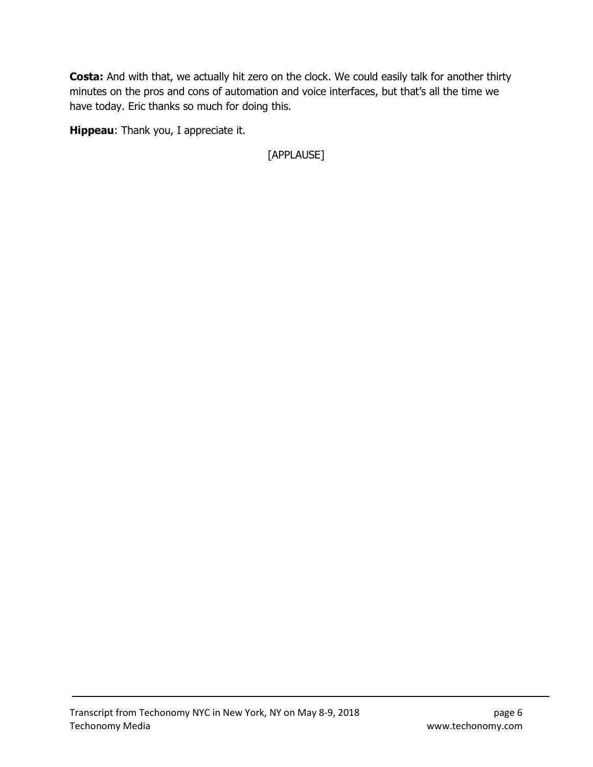**Costa:** And with that, we actually hit zero on the clock. We could easily talk for another thirty minutes on the pros and cons of automation and voice interfaces, but that's all the time we have today. Eric thanks so much for doing this.

**Hippeau**: Thank you, I appreciate it.

[APPLAUSE]